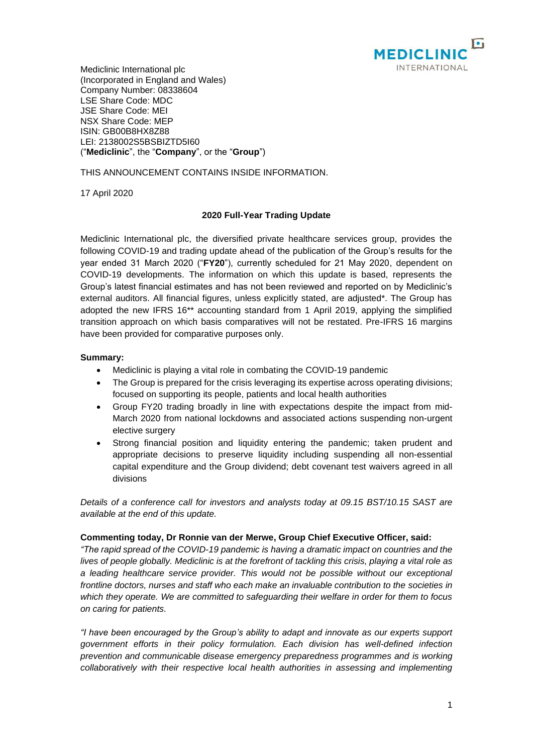Mediclinic International plc
(Incorporated in England and Wales)
Company Number: 08338604
LSE Share Code: MDC
JSE Share Code: MEI
NSX Share Code: MEP
ISIN: GB00B8HX8Z88
LEI: 2138002S5BSBIZTD5I60
("**Mediclinic**", the "**Company**", or the "**Group**")

THIS ANNOUNCEMENT CONTAINS INSIDE INFORMATION.

17 April 2020

## 2020 Full-Year Trading Update

Mediclinic International plc, the diversified private healthcare services group, provides the following COVID-19 and trading update ahead of the publication of the Group's results for the year ended 31 March 2020 ("**FY20**"), currently scheduled for 21 May 2020, dependent on COVID-19 developments. The information on which this update is based, represents the Group's latest financial estimates and has not been reviewed and reported on by Mediclinic's external auditors. All financial figures, unless explicitly stated, are adjusted*. The Group has adopted the new IFRS 16** accounting standard from 1 April 2019, applying the simplified transition approach on which basis comparatives will not be restated. Pre-IFRS 16 margins have been provided for comparative purposes only.

**Summary:**

- Mediclinic is playing a vital role in combating the COVID-19 pandemic
- The Group is prepared for the crisis leveraging its expertise across operating divisions; focused on supporting its people, patients and local health authorities
- Group FY20 trading broadly in line with expectations despite the impact from mid-March 2020 from national lockdowns and associated actions suspending non-urgent elective surgery
- Strong financial position and liquidity entering the pandemic; taken prudent and appropriate decisions to preserve liquidity including suspending all non-essential capital expenditure and the Group dividend; debt covenant test waivers agreed in all divisions

*Details of a conference call for investors and analysts today at 09.15 BST/10.15 SAST are available at the end of this update.*

**Commenting today, Dr Ronnie van der Merwe, Group Chief Executive Officer, said:**

*"The rapid spread of the COVID-19 pandemic is having a dramatic impact on countries and the lives of people globally. Mediclinic is at the forefront of tackling this crisis, playing a vital role as a leading healthcare service provider. This would not be possible without our exceptional frontline doctors, nurses and staff who each make an invaluable contribution to the societies in which they operate. We are committed to safeguarding their welfare in order for them to focus on caring for patients.*

*"I have been encouraged by the Group's ability to adapt and innovate as our experts support government efforts in their policy formulation. Each division has well-defined infection prevention and communicable disease emergency preparedness programmes and is working collaboratively with their respective local health authorities in assessing and implementing*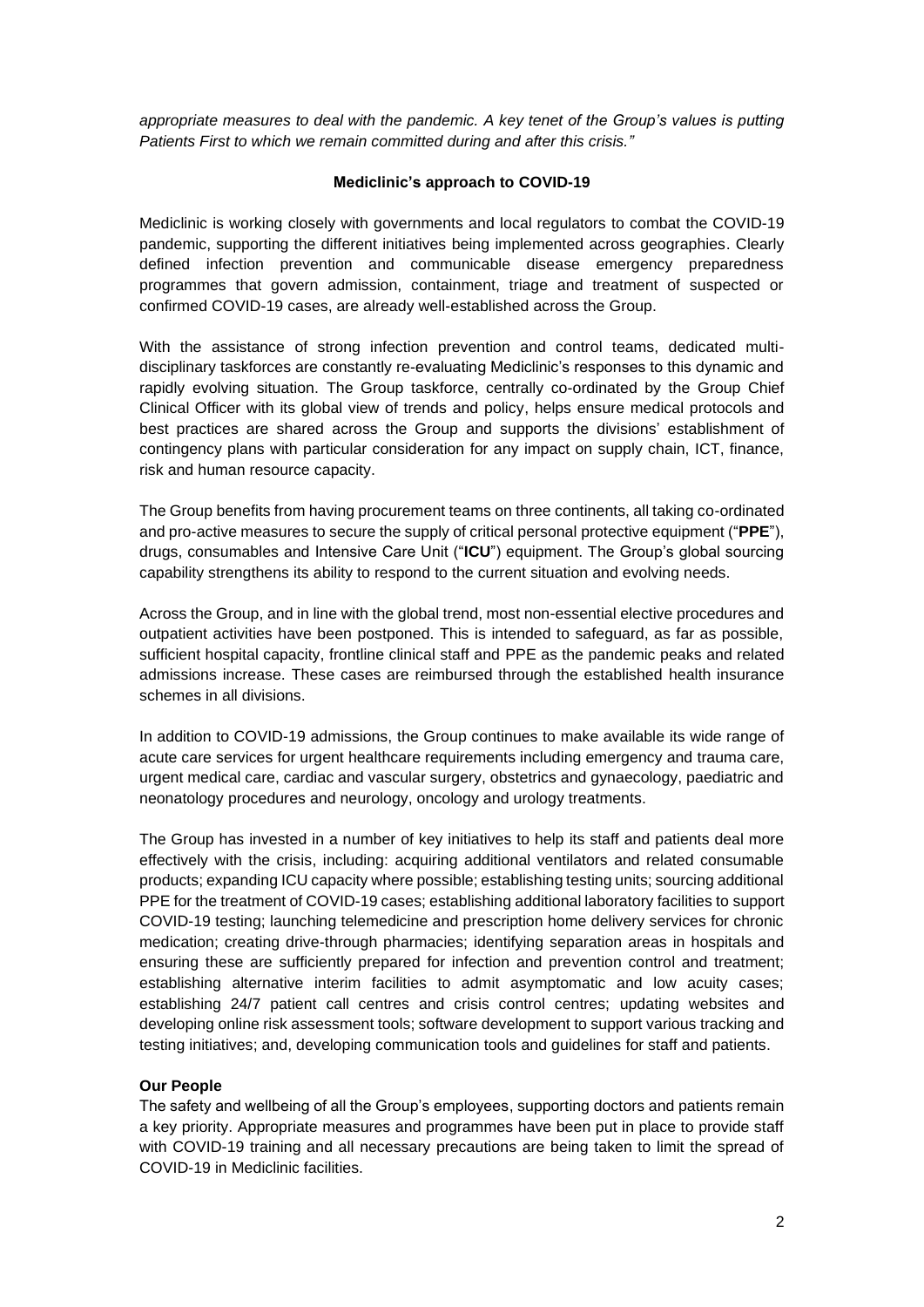*appropriate measures to deal with the pandemic. A key tenet of the Group's values is putting Patients First to which we remain committed during and after this crisis."*

**Mediclinic's approach to COVID-19**

Mediclinic is working closely with governments and local regulators to combat the COVID-19 pandemic, supporting the different initiatives being implemented across geographies. Clearly defined infection prevention and communicable disease emergency preparedness programmes that govern admission, containment, triage and treatment of suspected or confirmed COVID-19 cases, are already well-established across the Group.

With the assistance of strong infection prevention and control teams, dedicated multi-disciplinary taskforces are constantly re-evaluating Mediclinic's responses to this dynamic and rapidly evolving situation. The Group taskforce, centrally co-ordinated by the Group Chief Clinical Officer with its global view of trends and policy, helps ensure medical protocols and best practices are shared across the Group and supports the divisions' establishment of contingency plans with particular consideration for any impact on supply chain, ICT, finance, risk and human resource capacity.

The Group benefits from having procurement teams on three continents, all taking co-ordinated and pro-active measures to secure the supply of critical personal protective equipment ("**PPE**"), drugs, consumables and Intensive Care Unit ("**ICU**") equipment. The Group's global sourcing capability strengthens its ability to respond to the current situation and evolving needs.

Across the Group, and in line with the global trend, most non-essential elective procedures and outpatient activities have been postponed. This is intended to safeguard, as far as possible, sufficient hospital capacity, frontline clinical staff and PPE as the pandemic peaks and related admissions increase. These cases are reimbursed through the established health insurance schemes in all divisions.

In addition to COVID-19 admissions, the Group continues to make available its wide range of acute care services for urgent healthcare requirements including emergency and trauma care, urgent medical care, cardiac and vascular surgery, obstetrics and gynaecology, paediatric and neonatology procedures and neurology, oncology and urology treatments.

The Group has invested in a number of key initiatives to help its staff and patients deal more effectively with the crisis, including: acquiring additional ventilators and related consumable products; expanding ICU capacity where possible; establishing testing units; sourcing additional PPE for the treatment of COVID-19 cases; establishing additional laboratory facilities to support COVID-19 testing; launching telemedicine and prescription home delivery services for chronic medication; creating drive-through pharmacies; identifying separation areas in hospitals and ensuring these are sufficiently prepared for infection and prevention control and treatment; establishing alternative interim facilities to admit asymptomatic and low acuity cases; establishing 24/7 patient call centres and crisis control centres; updating websites and developing online risk assessment tools; software development to support various tracking and testing initiatives; and, developing communication tools and guidelines for staff and patients.

**Our People**

The safety and wellbeing of all the Group's employees, supporting doctors and patients remain a key priority. Appropriate measures and programmes have been put in place to provide staff with COVID-19 training and all necessary precautions are being taken to limit the spread of COVID-19 in Mediclinic facilities.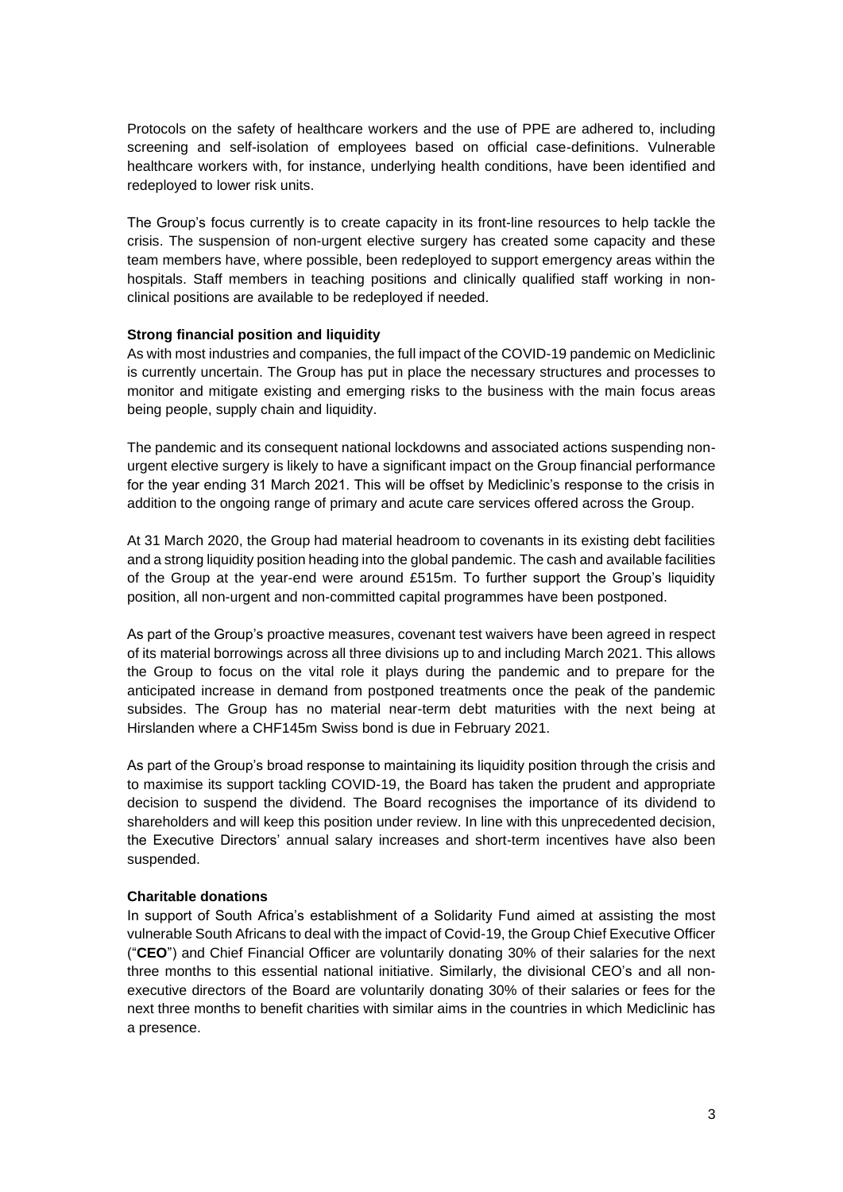Protocols on the safety of healthcare workers and the use of PPE are adhered to, including screening and self-isolation of employees based on official case-definitions. Vulnerable healthcare workers with, for instance, underlying health conditions, have been identified and redeployed to lower risk units.

The Group's focus currently is to create capacity in its front-line resources to help tackle the crisis. The suspension of non-urgent elective surgery has created some capacity and these team members have, where possible, been redeployed to support emergency areas within the hospitals. Staff members in teaching positions and clinically qualified staff working in non-clinical positions are available to be redeployed if needed.

**Strong financial position and liquidity**

As with most industries and companies, the full impact of the COVID-19 pandemic on Mediclinic is currently uncertain. The Group has put in place the necessary structures and processes to monitor and mitigate existing and emerging risks to the business with the main focus areas being people, supply chain and liquidity.

The pandemic and its consequent national lockdowns and associated actions suspending non-urgent elective surgery is likely to have a significant impact on the Group financial performance for the year ending 31 March 2021. This will be offset by Mediclinic's response to the crisis in addition to the ongoing range of primary and acute care services offered across the Group.

At 31 March 2020, the Group had material headroom to covenants in its existing debt facilities and a strong liquidity position heading into the global pandemic. The cash and available facilities of the Group at the year-end were around £515m. To further support the Group's liquidity position, all non-urgent and non-committed capital programmes have been postponed.

As part of the Group's proactive measures, covenant test waivers have been agreed in respect of its material borrowings across all three divisions up to and including March 2021. This allows the Group to focus on the vital role it plays during the pandemic and to prepare for the anticipated increase in demand from postponed treatments once the peak of the pandemic subsides. The Group has no material near-term debt maturities with the next being at Hirslanden where a CHF145m Swiss bond is due in February 2021.

As part of the Group's broad response to maintaining its liquidity position through the crisis and to maximise its support tackling COVID-19, the Board has taken the prudent and appropriate decision to suspend the dividend. The Board recognises the importance of its dividend to shareholders and will keep this position under review. In line with this unprecedented decision, the Executive Directors' annual salary increases and short-term incentives have also been suspended.

**Charitable donations**

In support of South Africa's establishment of a Solidarity Fund aimed at assisting the most vulnerable South Africans to deal with the impact of Covid-19, the Group Chief Executive Officer ("**CEO**") and Chief Financial Officer are voluntarily donating 30% of their salaries for the next three months to this essential national initiative. Similarly, the divisional CEO's and all non-executive directors of the Board are voluntarily donating 30% of their salaries or fees for the next three months to benefit charities with similar aims in the countries in which Mediclinic has a presence.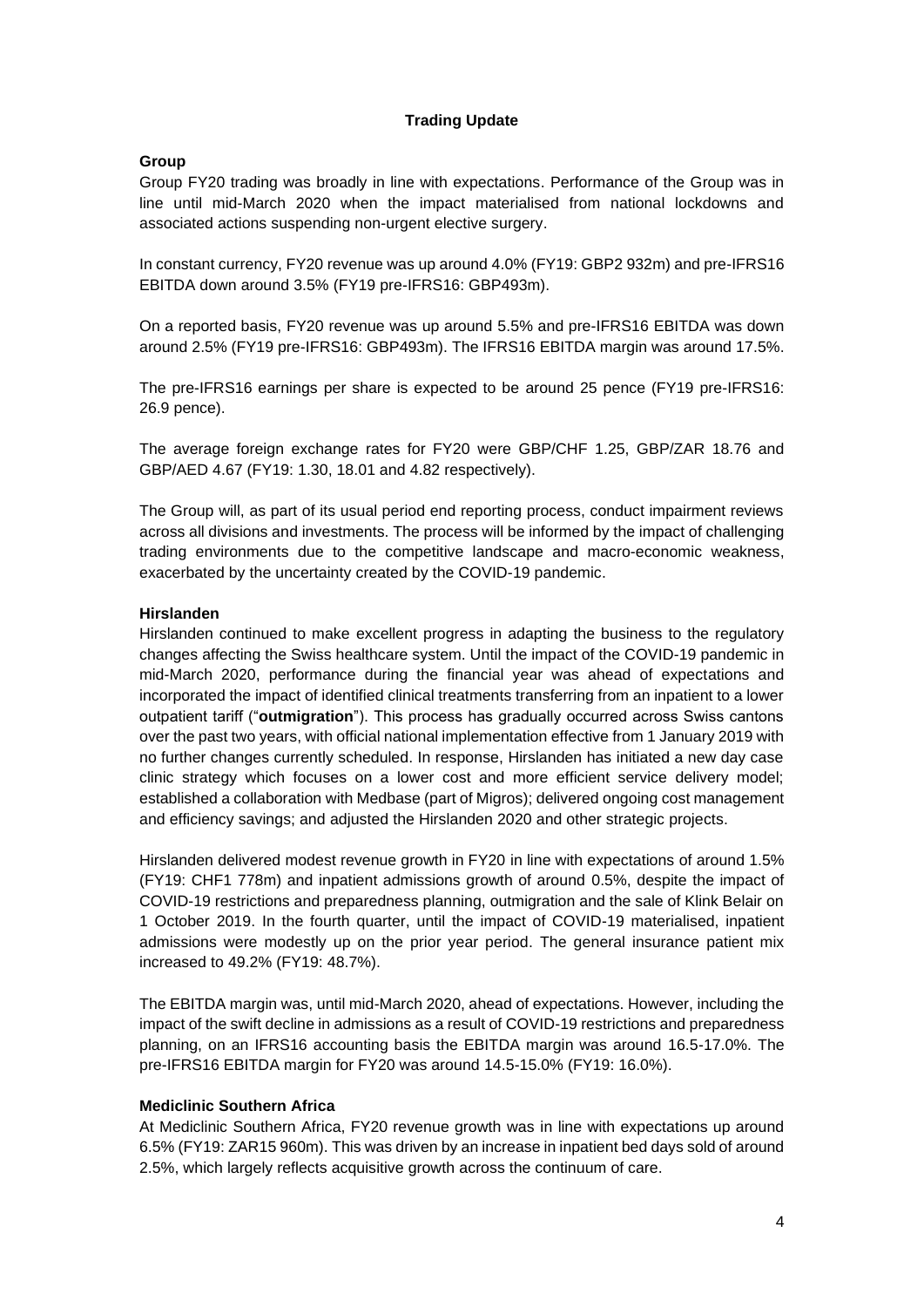## Trading Update

### Group

Group FY20 trading was broadly in line with expectations. Performance of the Group was in line until mid-March 2020 when the impact materialised from national lockdowns and associated actions suspending non-urgent elective surgery.

In constant currency, FY20 revenue was up around 4.0% (FY19: GBP2 932m) and pre-IFRS16 EBITDA down around 3.5% (FY19 pre-IFRS16: GBP493m).

On a reported basis, FY20 revenue was up around 5.5% and pre-IFRS16 EBITDA was down around 2.5% (FY19 pre-IFRS16: GBP493m). The IFRS16 EBITDA margin was around 17.5%.

The pre-IFRS16 earnings per share is expected to be around 25 pence (FY19 pre-IFRS16: 26.9 pence).

The average foreign exchange rates for FY20 were GBP/CHF 1.25, GBP/ZAR 18.76 and GBP/AED 4.67 (FY19: 1.30, 18.01 and 4.82 respectively).

The Group will, as part of its usual period end reporting process, conduct impairment reviews across all divisions and investments. The process will be informed by the impact of challenging trading environments due to the competitive landscape and macro-economic weakness, exacerbated by the uncertainty created by the COVID-19 pandemic.

### Hirslanden

Hirslanden continued to make excellent progress in adapting the business to the regulatory changes affecting the Swiss healthcare system. Until the impact of the COVID-19 pandemic in mid-March 2020, performance during the financial year was ahead of expectations and incorporated the impact of identified clinical treatments transferring from an inpatient to a lower outpatient tariff ("**outmigration**"). This process has gradually occurred across Swiss cantons over the past two years, with official national implementation effective from 1 January 2019 with no further changes currently scheduled. In response, Hirslanden has initiated a new day case clinic strategy which focuses on a lower cost and more efficient service delivery model; established a collaboration with Medbase (part of Migros); delivered ongoing cost management and efficiency savings; and adjusted the Hirslanden 2020 and other strategic projects.

Hirslanden delivered modest revenue growth in FY20 in line with expectations of around 1.5% (FY19: CHF1 778m) and inpatient admissions growth of around 0.5%, despite the impact of COVID-19 restrictions and preparedness planning, outmigration and the sale of Klink Belair on 1 October 2019. In the fourth quarter, until the impact of COVID-19 materialised, inpatient admissions were modestly up on the prior year period. The general insurance patient mix increased to 49.2% (FY19: 48.7%).

The EBITDA margin was, until mid-March 2020, ahead of expectations. However, including the impact of the swift decline in admissions as a result of COVID-19 restrictions and preparedness planning, on an IFRS16 accounting basis the EBITDA margin was around 16.5-17.0%. The pre-IFRS16 EBITDA margin for FY20 was around 14.5-15.0% (FY19: 16.0%).

### Mediclinic Southern Africa

At Mediclinic Southern Africa, FY20 revenue growth was in line with expectations up around 6.5% (FY19: ZAR15 960m). This was driven by an increase in inpatient bed days sold of around 2.5%, which largely reflects acquisitive growth across the continuum of care.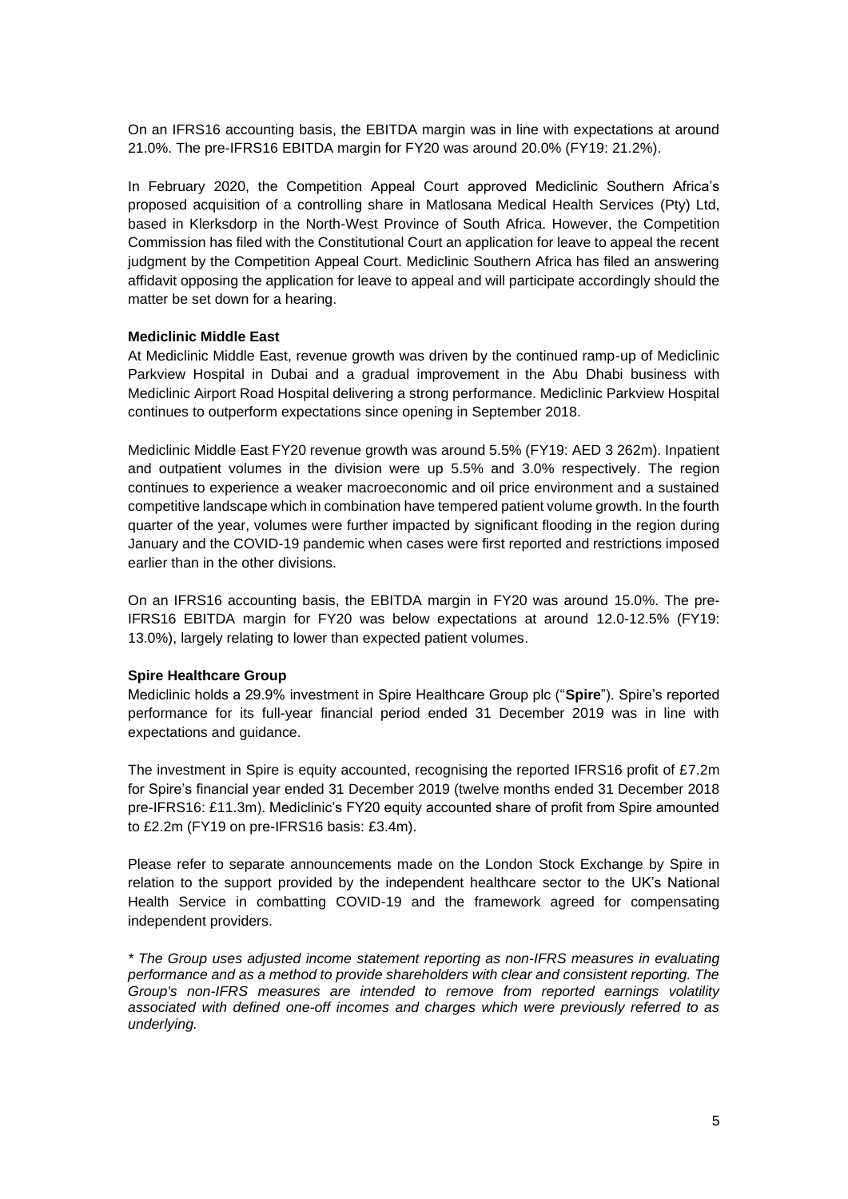On an IFRS16 accounting basis, the EBITDA margin was in line with expectations at around 21.0%. The pre-IFRS16 EBITDA margin for FY20 was around 20.0% (FY19: 21.2%).

In February 2020, the Competition Appeal Court approved Mediclinic Southern Africa's proposed acquisition of a controlling share in Matlosana Medical Health Services (Pty) Ltd, based in Klerksdorp in the North-West Province of South Africa. However, the Competition Commission has filed with the Constitutional Court an application for leave to appeal the recent judgment by the Competition Appeal Court. Mediclinic Southern Africa has filed an answering affidavit opposing the application for leave to appeal and will participate accordingly should the matter be set down for a hearing.

**Mediclinic Middle East**

At Mediclinic Middle East, revenue growth was driven by the continued ramp-up of Mediclinic Parkview Hospital in Dubai and a gradual improvement in the Abu Dhabi business with Mediclinic Airport Road Hospital delivering a strong performance. Mediclinic Parkview Hospital continues to outperform expectations since opening in September 2018.

Mediclinic Middle East FY20 revenue growth was around 5.5% (FY19: AED 3 262m). Inpatient and outpatient volumes in the division were up 5.5% and 3.0% respectively. The region continues to experience a weaker macroeconomic and oil price environment and a sustained competitive landscape which in combination have tempered patient volume growth. In the fourth quarter of the year, volumes were further impacted by significant flooding in the region during January and the COVID-19 pandemic when cases were first reported and restrictions imposed earlier than in the other divisions.

On an IFRS16 accounting basis, the EBITDA margin in FY20 was around 15.0%. The pre-IFRS16 EBITDA margin for FY20 was below expectations at around 12.0-12.5% (FY19: 13.0%), largely relating to lower than expected patient volumes.

**Spire Healthcare Group**

Mediclinic holds a 29.9% investment in Spire Healthcare Group plc ("**Spire**"). Spire's reported performance for its full-year financial period ended 31 December 2019 was in line with expectations and guidance.

The investment in Spire is equity accounted, recognising the reported IFRS16 profit of £7.2m for Spire's financial year ended 31 December 2019 (twelve months ended 31 December 2018 pre-IFRS16: £11.3m). Mediclinic's FY20 equity accounted share of profit from Spire amounted to £2.2m (FY19 on pre-IFRS16 basis: £3.4m).

Please refer to separate announcements made on the London Stock Exchange by Spire in relation to the support provided by the independent healthcare sector to the UK's National Health Service in combatting COVID-19 and the framework agreed for compensating independent providers.

*\* The Group uses adjusted income statement reporting as non-IFRS measures in evaluating performance and as a method to provide shareholders with clear and consistent reporting. The Group's non-IFRS measures are intended to remove from reported earnings volatility associated with defined one-off incomes and charges which were previously referred to as underlying.*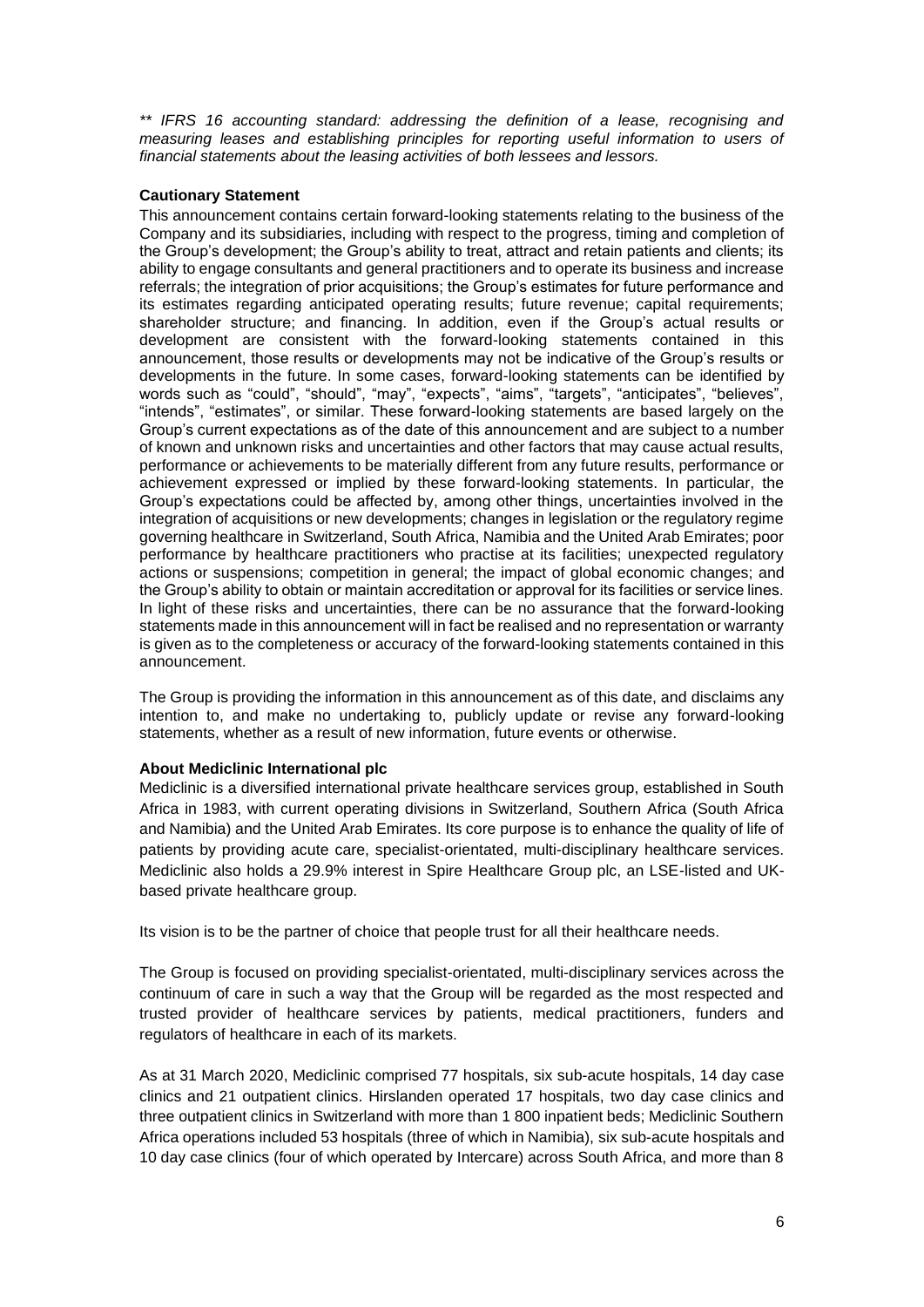*** IFRS 16 accounting standard: addressing the definition of a lease, recognising and measuring leases and establishing principles for reporting useful information to users of financial statements about the leasing activities of both lessees and lessors.*

**Cautionary Statement**

This announcement contains certain forward-looking statements relating to the business of the Company and its subsidiaries, including with respect to the progress, timing and completion of the Group's development; the Group's ability to treat, attract and retain patients and clients; its ability to engage consultants and general practitioners and to operate its business and increase referrals; the integration of prior acquisitions; the Group's estimates for future performance and its estimates regarding anticipated operating results; future revenue; capital requirements; shareholder structure; and financing. In addition, even if the Group's actual results or development are consistent with the forward-looking statements contained in this announcement, those results or developments may not be indicative of the Group's results or developments in the future. In some cases, forward-looking statements can be identified by words such as "could", "should", "may", "expects", "aims", "targets", "anticipates", "believes", "intends", "estimates", or similar. These forward-looking statements are based largely on the Group's current expectations as of the date of this announcement and are subject to a number of known and unknown risks and uncertainties and other factors that may cause actual results, performance or achievements to be materially different from any future results, performance or achievement expressed or implied by these forward-looking statements. In particular, the Group's expectations could be affected by, among other things, uncertainties involved in the integration of acquisitions or new developments; changes in legislation or the regulatory regime governing healthcare in Switzerland, South Africa, Namibia and the United Arab Emirates; poor performance by healthcare practitioners who practise at its facilities; unexpected regulatory actions or suspensions; competition in general; the impact of global economic changes; and the Group's ability to obtain or maintain accreditation or approval for its facilities or service lines. In light of these risks and uncertainties, there can be no assurance that the forward-looking statements made in this announcement will in fact be realised and no representation or warranty is given as to the completeness or accuracy of the forward-looking statements contained in this announcement.

The Group is providing the information in this announcement as of this date, and disclaims any intention to, and make no undertaking to, publicly update or revise any forward-looking statements, whether as a result of new information, future events or otherwise.

**About Mediclinic International plc**

Mediclinic is a diversified international private healthcare services group, established in South Africa in 1983, with current operating divisions in Switzerland, Southern Africa (South Africa and Namibia) and the United Arab Emirates. Its core purpose is to enhance the quality of life of patients by providing acute care, specialist-orientated, multi-disciplinary healthcare services. Mediclinic also holds a 29.9% interest in Spire Healthcare Group plc, an LSE-listed and UK-based private healthcare group.

Its vision is to be the partner of choice that people trust for all their healthcare needs.

The Group is focused on providing specialist-orientated, multi-disciplinary services across the continuum of care in such a way that the Group will be regarded as the most respected and trusted provider of healthcare services by patients, medical practitioners, funders and regulators of healthcare in each of its markets.

As at 31 March 2020, Mediclinic comprised 77 hospitals, six sub-acute hospitals, 14 day case clinics and 21 outpatient clinics. Hirslanden operated 17 hospitals, two day case clinics and three outpatient clinics in Switzerland with more than 1 800 inpatient beds; Mediclinic Southern Africa operations included 53 hospitals (three of which in Namibia), six sub-acute hospitals and 10 day case clinics (four of which operated by Intercare) across South Africa, and more than 8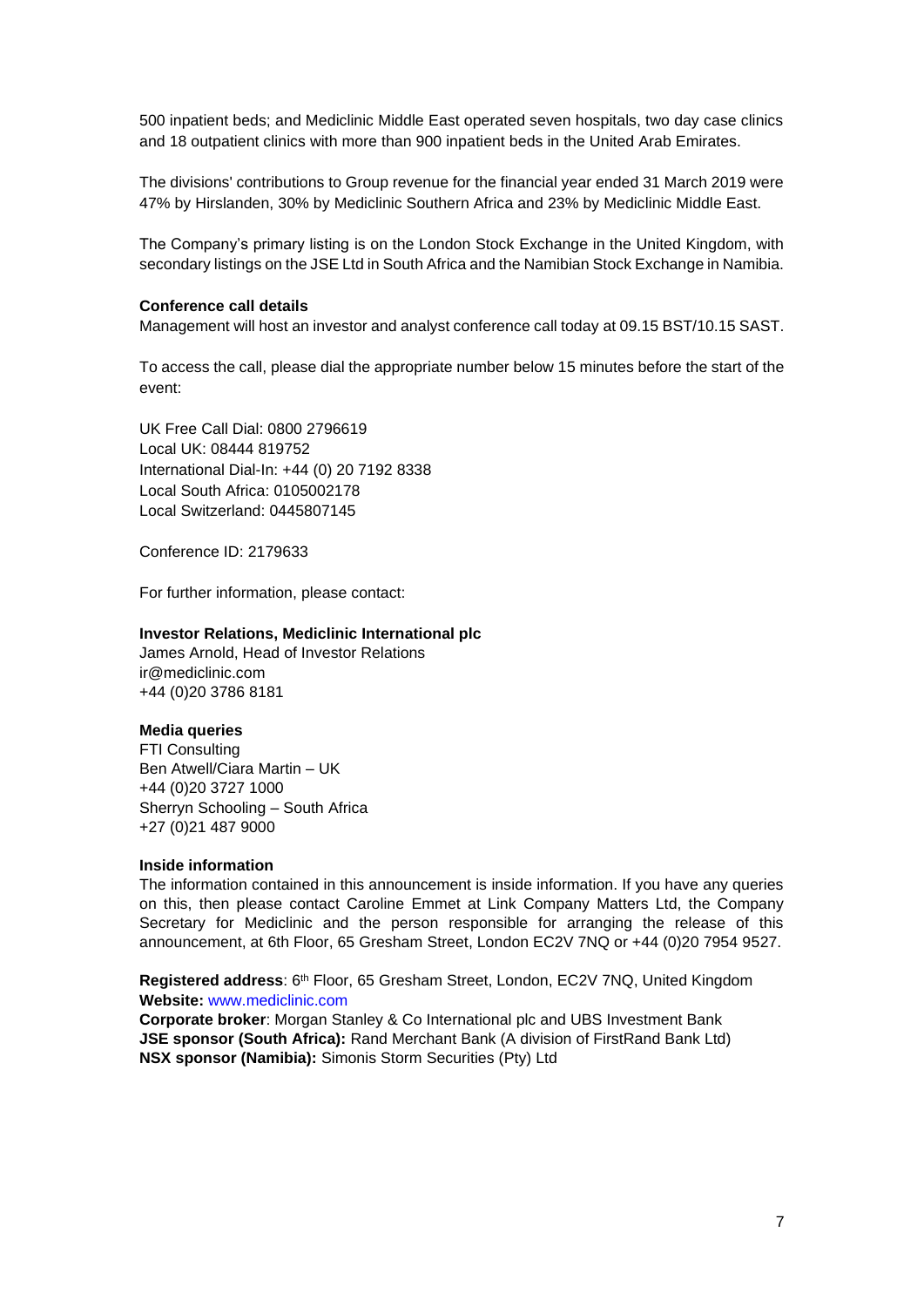500 inpatient beds; and Mediclinic Middle East operated seven hospitals, two day case clinics and 18 outpatient clinics with more than 900 inpatient beds in the United Arab Emirates.

The divisions' contributions to Group revenue for the financial year ended 31 March 2019 were 47% by Hirslanden, 30% by Mediclinic Southern Africa and 23% by Mediclinic Middle East.

The Company's primary listing is on the London Stock Exchange in the United Kingdom, with secondary listings on the JSE Ltd in South Africa and the Namibian Stock Exchange in Namibia.

**Conference call details**

Management will host an investor and analyst conference call today at 09.15 BST/10.15 SAST.

To access the call, please dial the appropriate number below 15 minutes before the start of the event:

UK Free Call Dial: 0800 2796619
Local UK: 08444 819752
International Dial-In: +44 (0) 20 7192 8338
Local South Africa: 0105002178
Local Switzerland: 0445807145

Conference ID: 2179633

For further information, please contact:

**Investor Relations, Mediclinic International plc**
James Arnold, Head of Investor Relations
ir@mediclinic.com
+44 (0)20 3786 8181

**Media queries**
FTI Consulting
Ben Atwell/Ciara Martin – UK
+44 (0)20 3727 1000
Sherryn Schooling – South Africa
+27 (0)21 487 9000

**Inside information**

The information contained in this announcement is inside information. If you have any queries on this, then please contact Caroline Emmet at Link Company Matters Ltd, the Company Secretary for Mediclinic and the person responsible for arranging the release of this announcement, at 6th Floor, 65 Gresham Street, London EC2V 7NQ or +44 (0)20 7954 9527.

**Registered address**: 6th Floor, 65 Gresham Street, London, EC2V 7NQ, United Kingdom
**Website:** www.mediclinic.com
**Corporate broker**: Morgan Stanley & Co International plc and UBS Investment Bank
**JSE sponsor (South Africa):** Rand Merchant Bank (A division of FirstRand Bank Ltd)
**NSX sponsor (Namibia):** Simonis Storm Securities (Pty) Ltd